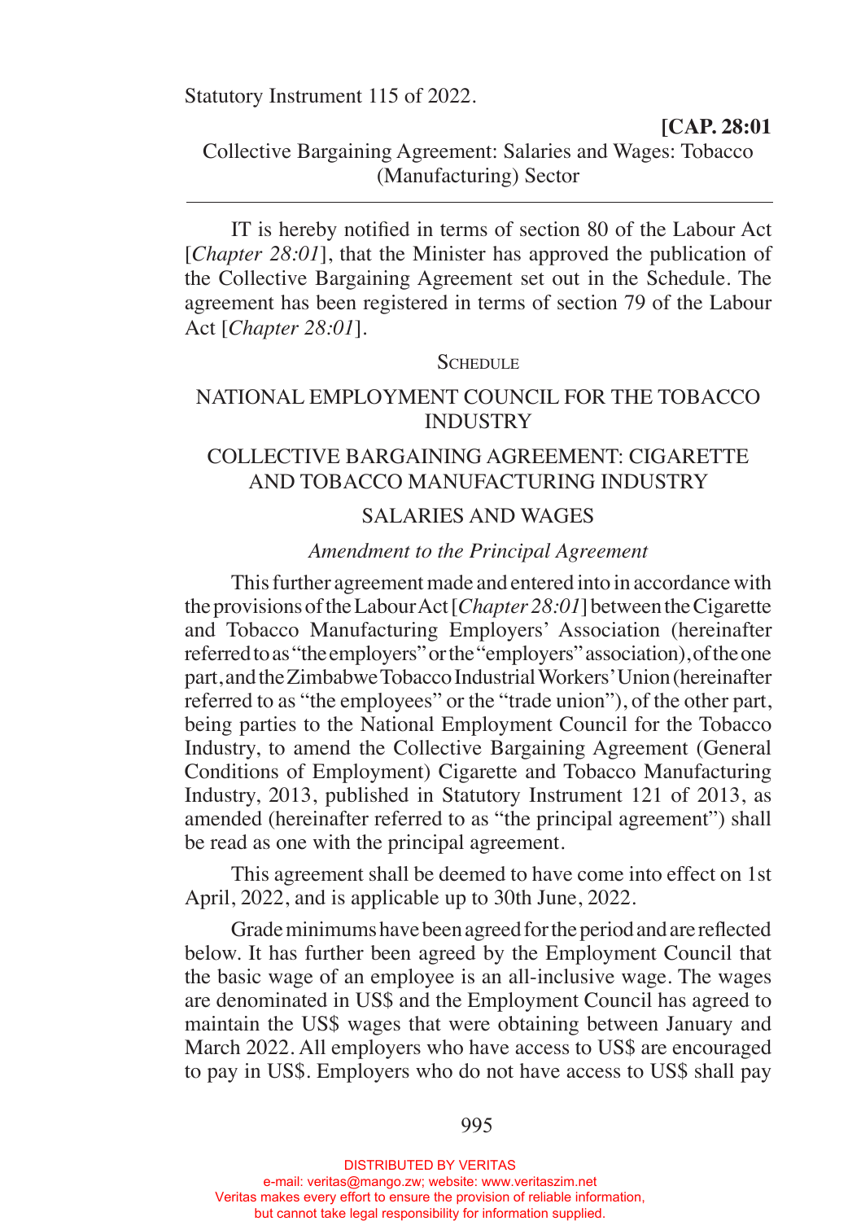Statutory Instrument 115 of 2022.

**[CAP. 28:01**

Collective Bargaining Agreement: Salaries and Wages: Tobacco (Manufacturing) Sector

---

IT is hereby notified in terms of section 80 of the Labour Act [*Chapter 28:01*], that the Minister has approved the publication of the Collective Bargaining Agreement set out in the Schedule. The agreement has been registered in terms of section 79 of the Labour Act [*Chapter 28:01*].

SCHEDULE

## NATIONAL EMPLOYMENT COUNCIL FOR THE TOBACCO INDUSTRY

## COLLECTIVE BARGAINING AGREEMENT: CIGARETTE AND TOBACCO MANUFACTURING INDUSTRY

## SALARIES AND WAGES

*Amendment to the Principal Agreement*

This further agreement made and entered into in accordance with the provisions of the Labour Act [*Chapter 28:01*] between the Cigarette and Tobacco Manufacturing Employers' Association (hereinafter referred to as "the employers" or the "employers" association), of the one part, and the Zimbabwe Tobacco Industrial Workers' Union (hereinafter referred to as "the employees" or the "trade union"), of the other part, being parties to the National Employment Council for the Tobacco Industry, to amend the Collective Bargaining Agreement (General Conditions of Employment) Cigarette and Tobacco Manufacturing Industry, 2013, published in Statutory Instrument 121 of 2013, as amended (hereinafter referred to as "the principal agreement") shall be read as one with the principal agreement.

This agreement shall be deemed to have come into effect on 1st April, 2022, and is applicable up to 30th June, 2022.

Grade minimums have been agreed for the period and are reflected below. It has further been agreed by the Employment Council that the basic wage of an employee is an all-inclusive wage. The wages are denominated in US$ and the Employment Council has agreed to maintain the US$ wages that were obtaining between January and March 2022. All employers who have access to US$ are encouraged to pay in US$. Employers who do not have access to US$ shall pay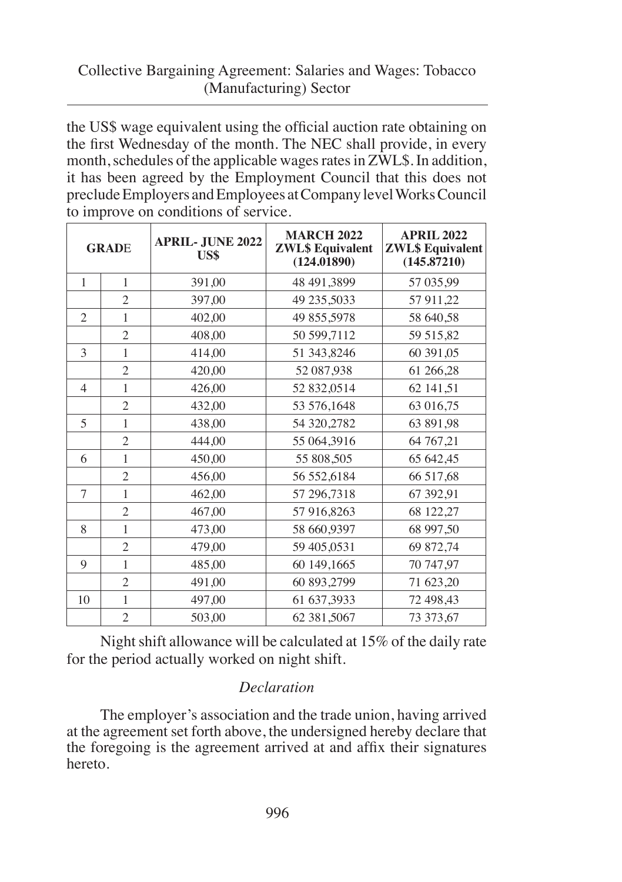the US$ wage equivalent using the official auction rate obtaining on the first Wednesday of the month. The NEC shall provide, in every month, schedules of the applicable wages rates in ZWL$. In addition, it has been agreed by the Employment Council that this does not preclude Employers and Employees at Company level Works Council to improve on conditions of service.

| GRADE | | APRIL- JUNE 2022 US$ | MARCH 2022 ZWL$ Equivalent (124.01890) | APRIL 2022 ZWL$ Equivalent (145.87210) |
|---|---|---|---|---|
| 1 | 1 | 391,00 | 48 491,3899 | 57 035,99 |
| | 2 | 397,00 | 49 235,5033 | 57 911,22 |
| 2 | 1 | 402,00 | 49 855,5978 | 58 640,58 |
| | 2 | 408,00 | 50 599,7112 | 59 515,82 |
| 3 | 1 | 414,00 | 51 343,8246 | 60 391,05 |
| | 2 | 420,00 | 52 087,938 | 61 266,28 |
| 4 | 1 | 426,00 | 52 832,0514 | 62 141,51 |
| | 2 | 432,00 | 53 576,1648 | 63 016,75 |
| 5 | 1 | 438,00 | 54 320,2782 | 63 891,98 |
| | 2 | 444,00 | 55 064,3916 | 64 767,21 |
| 6 | 1 | 450,00 | 55 808,505 | 65 642,45 |
| | 2 | 456,00 | 56 552,6184 | 66 517,68 |
| 7 | 1 | 462,00 | 57 296,7318 | 67 392,91 |
| | 2 | 467,00 | 57 916,8263 | 68 122,27 |
| 8 | 1 | 473,00 | 58 660,9397 | 68 997,50 |
| | 2 | 479,00 | 59 405,0531 | 69 872,74 |
| 9 | 1 | 485,00 | 60 149,1665 | 70 747,97 |
| | 2 | 491,00 | 60 893,2799 | 71 623,20 |
| 10 | 1 | 497,00 | 61 637,3933 | 72 498,43 |
| | 2 | 503,00 | 62 381,5067 | 73 373,67 |

Night shift allowance will be calculated at 15% of the daily rate for the period actually worked on night shift.

*Declaration*

The employer's association and the trade union, having arrived at the agreement set forth above, the undersigned hereby declare that the foregoing is the agreement arrived at and affix their signatures hereto.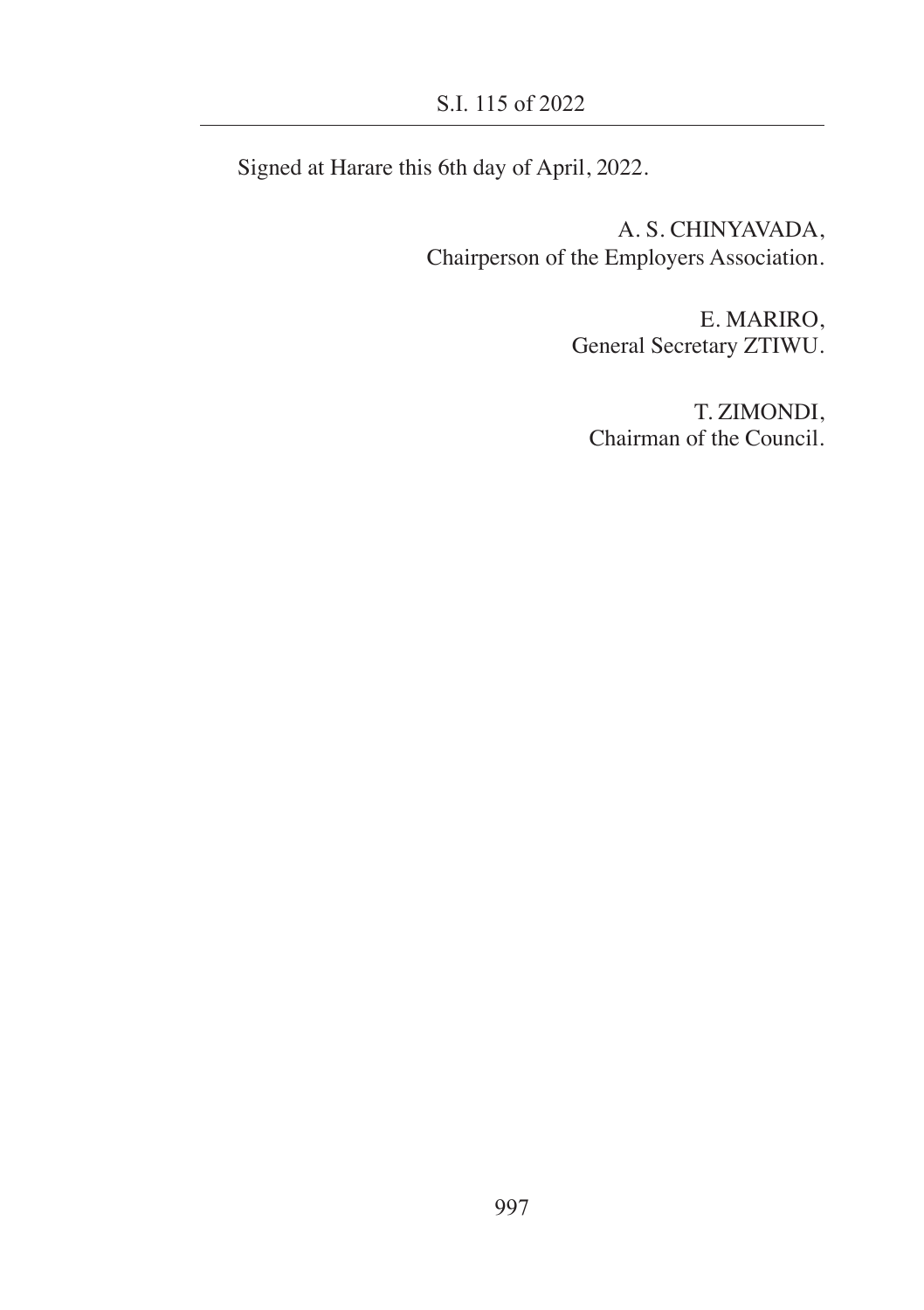Signed at Harare this 6th day of April, 2022.

A. S. CHINYAVADA,
Chairperson of the Employers Association.

E. MARIRO,
General Secretary ZTIWU.

T. ZIMONDI,
Chairman of the Council.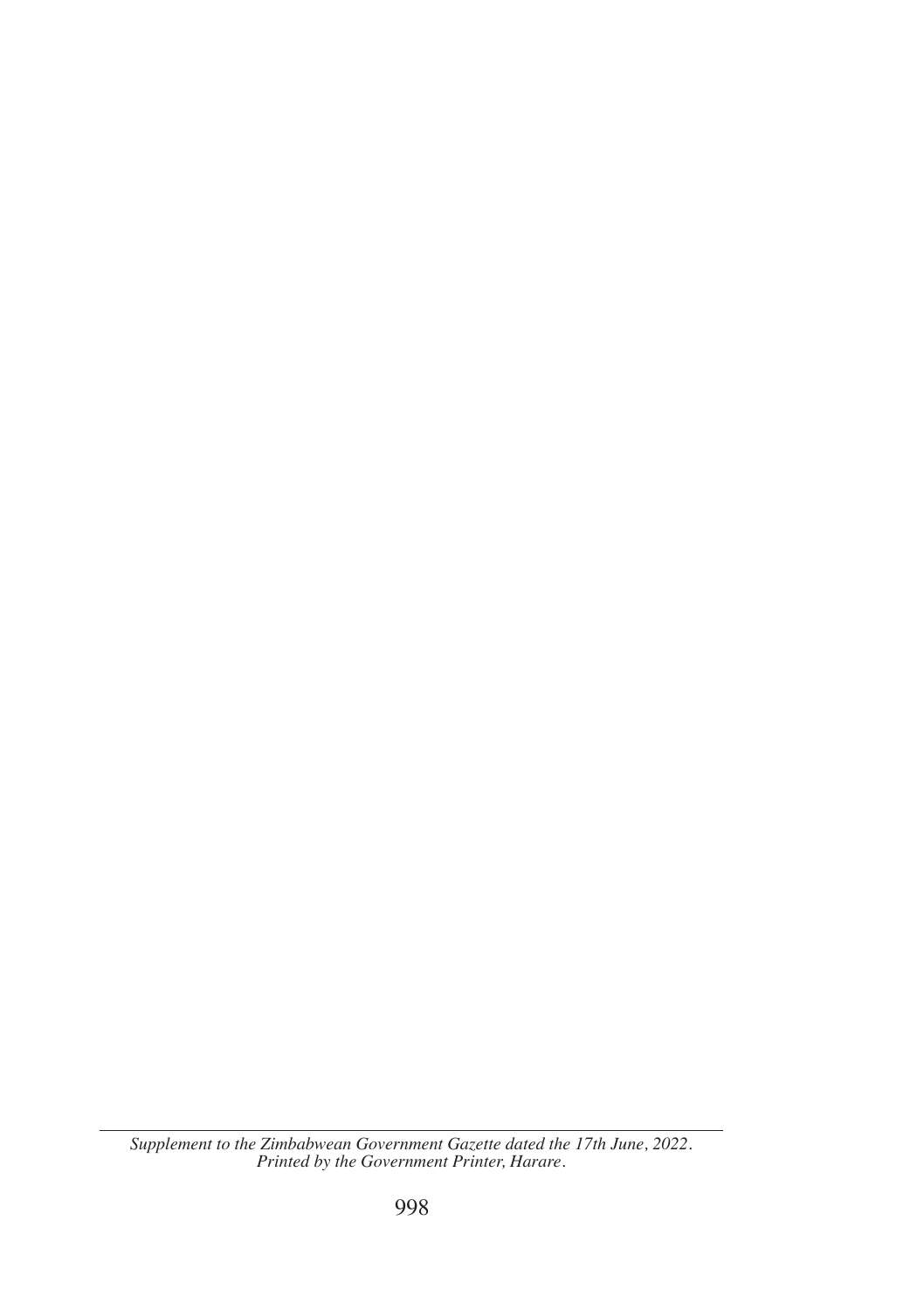*Supplement to the Zimbabwean Government Gazette dated the 17th June, 2022.*
*Printed by the Government Printer, Harare.*